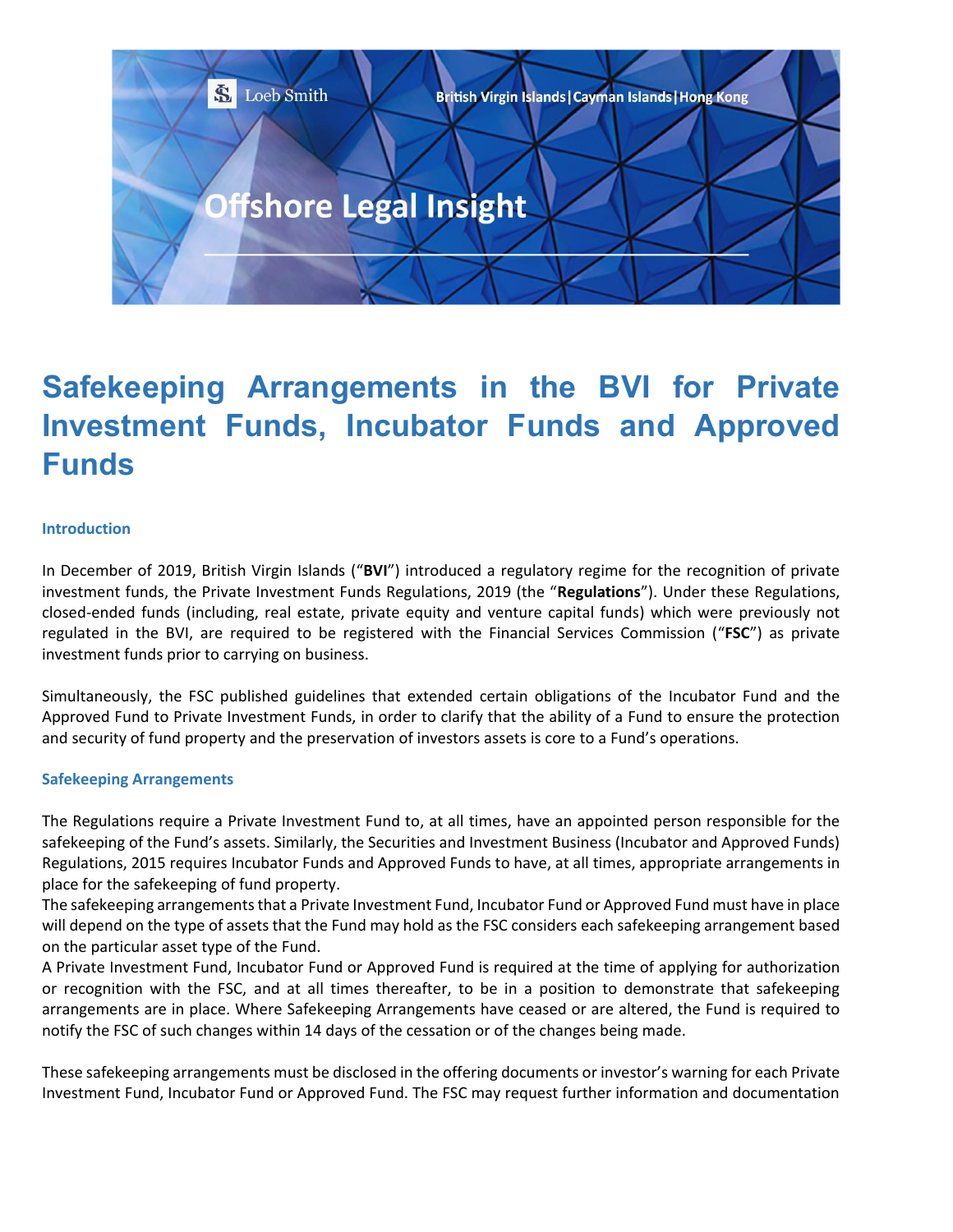Offshore Legal Insight

# Safekeeping Arrangements in the BVI for Private Investment Funds, Incubator Funds and Approved Funds

## Introduction

In December of 2019, British Virgin Islands ("**BVI**") introduced a regulatory regime for the recognition of private investment funds, the Private Investment Funds Regulations, 2019 (the "**Regulations**"). Under these Regulations, closed-ended funds (including, real estate, private equity and venture capital funds) which were previously not regulated in the BVI, are required to be registered with the Financial Services Commission ("**FSC**") as private investment funds prior to carrying on business.

Simultaneously, the FSC published guidelines that extended certain obligations of the Incubator Fund and the Approved Fund to Private Investment Funds, in order to clarify that the ability of a Fund to ensure the protection and security of fund property and the preservation of investors assets is core to a Fund's operations.

## Safekeeping Arrangements

The Regulations require a Private Investment Fund to, at all times, have an appointed person responsible for the safekeeping of the Fund's assets. Similarly, the Securities and Investment Business (Incubator and Approved Funds) Regulations, 2015 requires Incubator Funds and Approved Funds to have, at all times, appropriate arrangements in place for the safekeeping of fund property.

The safekeeping arrangements that a Private Investment Fund, Incubator Fund or Approved Fund must have in place will depend on the type of assets that the Fund may hold as the FSC considers each safekeeping arrangement based on the particular asset type of the Fund.

A Private Investment Fund, Incubator Fund or Approved Fund is required at the time of applying for authorization or recognition with the FSC, and at all times thereafter, to be in a position to demonstrate that safekeeping arrangements are in place. Where Safekeeping Arrangements have ceased or are altered, the Fund is required to notify the FSC of such changes within 14 days of the cessation or of the changes being made.

These safekeeping arrangements must be disclosed in the offering documents or investor's warning for each Private Investment Fund, Incubator Fund or Approved Fund. The FSC may request further information and documentation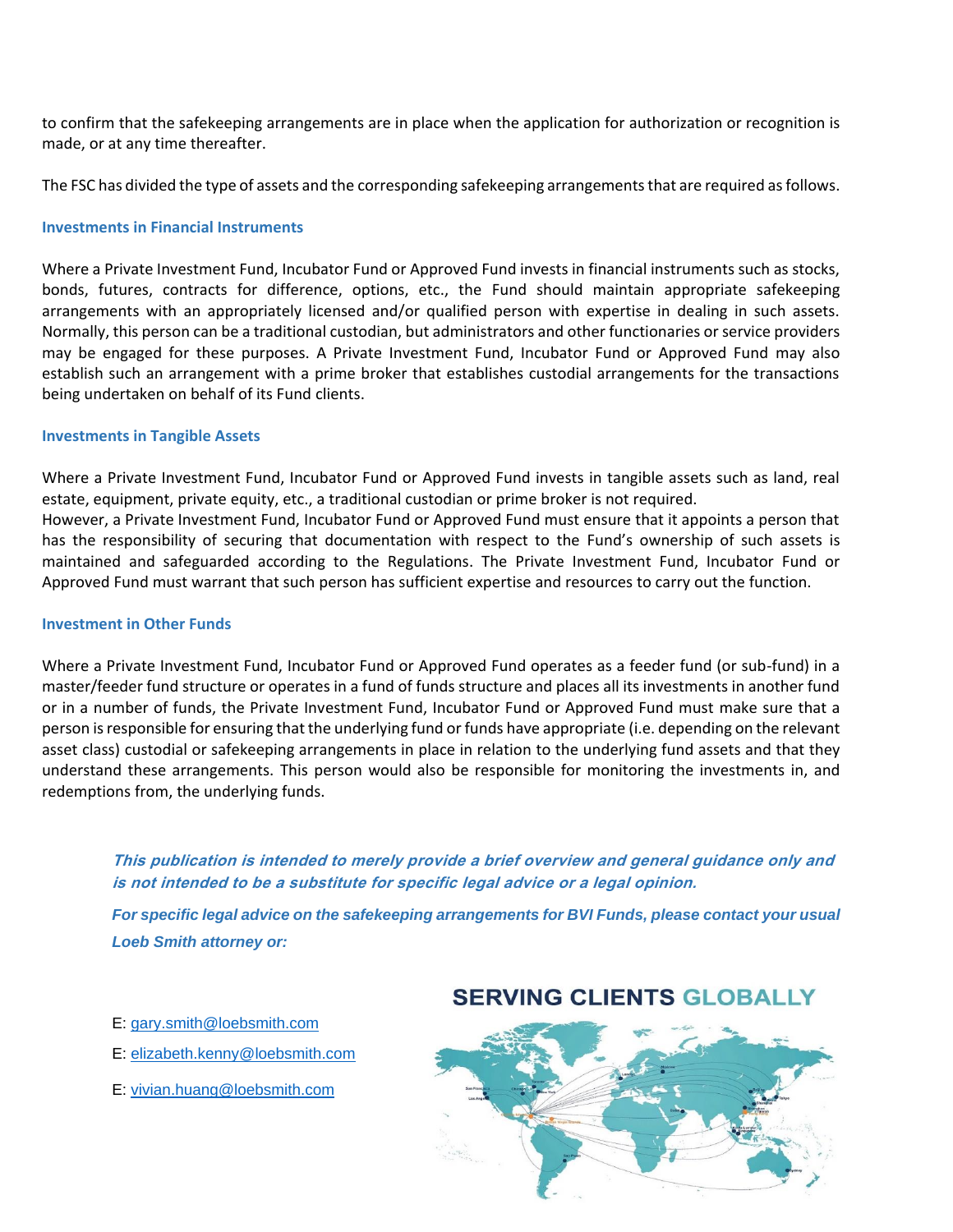to confirm that the safekeeping arrangements are in place when the application for authorization or recognition is made, or at any time thereafter.

The FSC has divided the type of assets and the corresponding safekeeping arrangements that are required as follows.

### Investments in Financial Instruments

Where a Private Investment Fund, Incubator Fund or Approved Fund invests in financial instruments such as stocks, bonds, futures, contracts for difference, options, etc., the Fund should maintain appropriate safekeeping arrangements with an appropriately licensed and/or qualified person with expertise in dealing in such assets. Normally, this person can be a traditional custodian, but administrators and other functionaries or service providers may be engaged for these purposes. A Private Investment Fund, Incubator Fund or Approved Fund may also establish such an arrangement with a prime broker that establishes custodial arrangements for the transactions being undertaken on behalf of its Fund clients.

### Investments in Tangible Assets

Where a Private Investment Fund, Incubator Fund or Approved Fund invests in tangible assets such as land, real estate, equipment, private equity, etc., a traditional custodian or prime broker is not required.
However, a Private Investment Fund, Incubator Fund or Approved Fund must ensure that it appoints a person that has the responsibility of securing that documentation with respect to the Fund's ownership of such assets is maintained and safeguarded according to the Regulations. The Private Investment Fund, Incubator Fund or Approved Fund must warrant that such person has sufficient expertise and resources to carry out the function.

### Investment in Other Funds

Where a Private Investment Fund, Incubator Fund or Approved Fund operates as a feeder fund (or sub-fund) in a master/feeder fund structure or operates in a fund of funds structure and places all its investments in another fund or in a number of funds, the Private Investment Fund, Incubator Fund or Approved Fund must make sure that a person is responsible for ensuring that the underlying fund or funds have appropriate (i.e. depending on the relevant asset class) custodial or safekeeping arrangements in place in relation to the underlying fund assets and that they understand these arrangements. This person would also be responsible for monitoring the investments in, and redemptions from, the underlying funds.

***This publication is intended to merely provide a brief overview and general guidance only and is not intended to be a substitute for specific legal advice or a legal opinion.***

***For specific legal advice on the safekeeping arrangements for BVI Funds, please contact your usual Loeb Smith attorney or:***

E: gary.smith@loebsmith.com

E: elizabeth.kenny@loebsmith.com

E: vivian.huang@loebsmith.com

**SERVING CLIENTS GLOBALLY**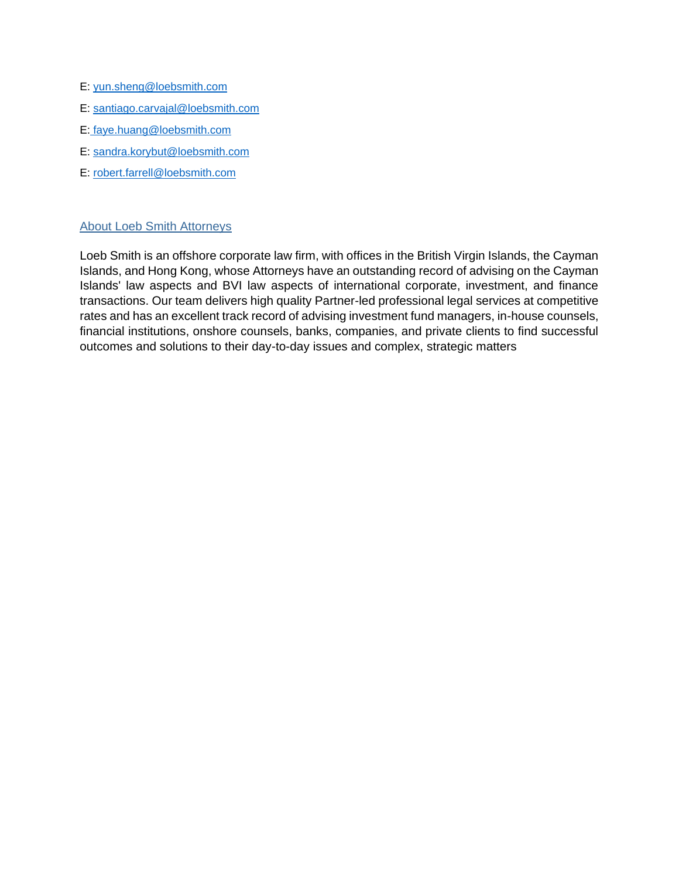E: yun.sheng@loebsmith.com

E: santiago.carvajal@loebsmith.com

E: faye.huang@loebsmith.com

E: sandra.korybut@loebsmith.com

E: robert.farrell@loebsmith.com

## About Loeb Smith Attorneys

Loeb Smith is an offshore corporate law firm, with offices in the British Virgin Islands, the Cayman Islands, and Hong Kong, whose Attorneys have an outstanding record of advising on the Cayman Islands' law aspects and BVI law aspects of international corporate, investment, and finance transactions. Our team delivers high quality Partner-led professional legal services at competitive rates and has an excellent track record of advising investment fund managers, in-house counsels, financial institutions, onshore counsels, banks, companies, and private clients to find successful outcomes and solutions to their day-to-day issues and complex, strategic matters